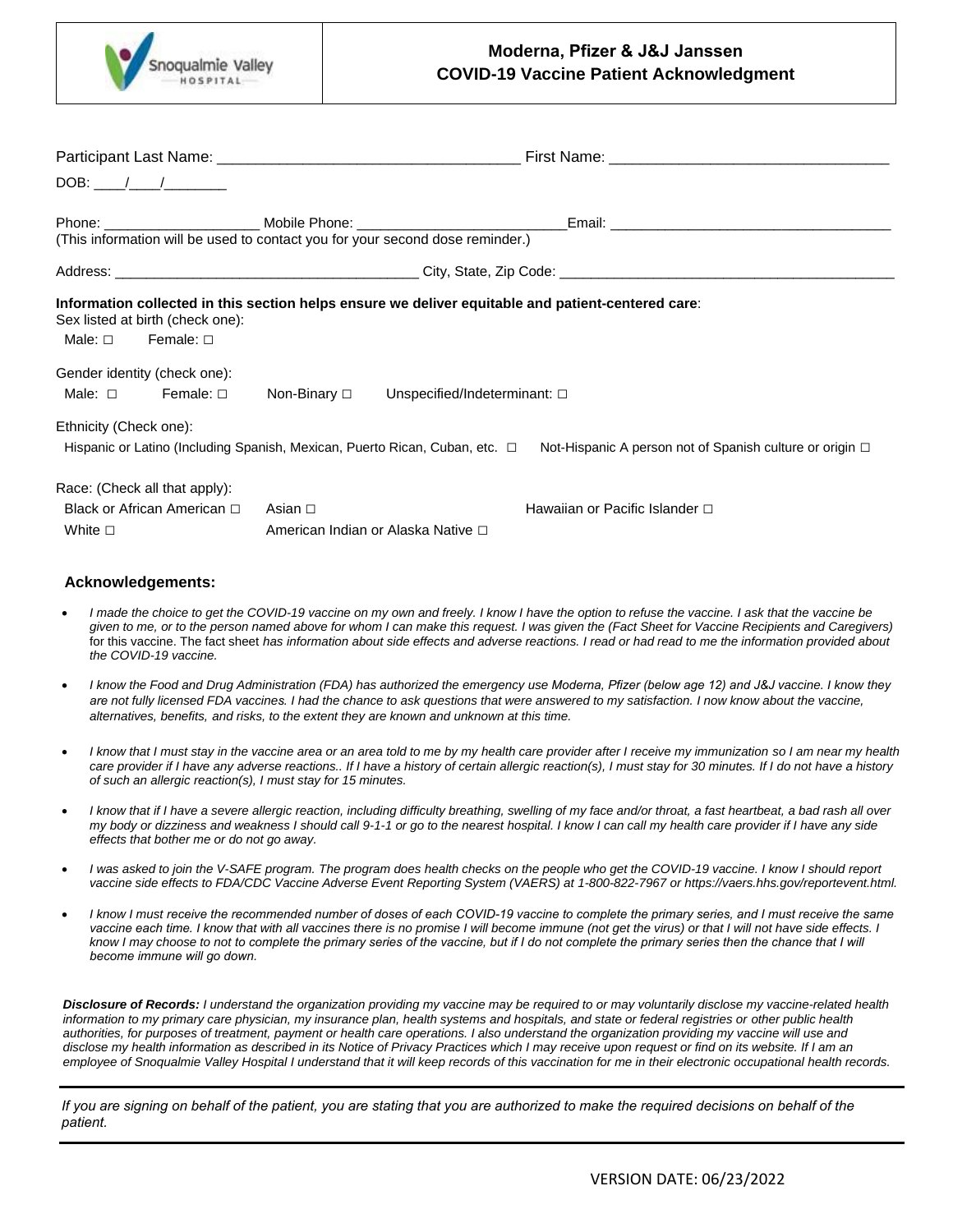Snoqualmie Valley HOSPITAL

# Moderna, Pfizer & J&J Janssen COVID-19 Vaccine Patient Acknowledgment

Participant Last Name: ___________________________________ First Name: ________________________________

DOB: ____/____/________

Phone: ____________________ Mobile Phone: __________________________Email: ___________________________________
(This information will be used to contact you for your second dose reminder.)

Address: ______________________________________ City, State, Zip Code: __________________________________________

**Information collected in this section helps ensure we deliver equitable and patient-centered care**:

Sex listed at birth (check one):

Male: □ Female: □

Gender identity (check one):

Male: □ Female: □ Non-Binary □ Unspecified/Indeterminant: □

Ethnicity (Check one):

Hispanic or Latino (Including Spanish, Mexican, Puerto Rican, Cuban, etc. □ Not-Hispanic A person not of Spanish culture or origin □

Race: (Check all that apply):

Black or African American □ Asian □ Hawaiian or Pacific Islander □

White □ American Indian or Alaska Native □

### Acknowledgements:

- *I made the choice to get the COVID-19 vaccine on my own and freely. I know I have the option to refuse the vaccine. I ask that the vaccine be given to me, or to the person named above for whom I can make this request. I was given the (Fact Sheet for Vaccine Recipients and Caregivers)* for this vaccine. The fact sheet *has information about side effects and adverse reactions. I read or had read to me the information provided about the COVID-19 vaccine.*
- *I know the Food and Drug Administration (FDA) has authorized the emergency use Moderna, Pfizer (below age 12) and J&J vaccine. I know they are not fully licensed FDA vaccines. I had the chance to ask questions that were answered to my satisfaction. I now know about the vaccine, alternatives, benefits, and risks, to the extent they are known and unknown at this time.*
- *I know that I must stay in the vaccine area or an area told to me by my health care provider after I receive my immunization so I am near my health care provider if I have any adverse reactions.. If I have a history of certain allergic reaction(s), I must stay for 30 minutes. If I do not have a history of such an allergic reaction(s), I must stay for 15 minutes.*
- *I know that if I have a severe allergic reaction, including difficulty breathing, swelling of my face and/or throat, a fast heartbeat, a bad rash all over my body or dizziness and weakness I should call 9-1-1 or go to the nearest hospital. I know I can call my health care provider if I have any side effects that bother me or do not go away.*
- *I was asked to join the V-SAFE program. The program does health checks on the people who get the COVID-19 vaccine. I know I should report vaccine side effects to FDA/CDC Vaccine Adverse Event Reporting System (VAERS) at 1-800-822-7967 or https://vaers.hhs.gov/reportevent.html.*
- *I know I must receive the recommended number of doses of each COVID-19 vaccine to complete the primary series, and I must receive the same vaccine each time. I know that with all vaccines there is no promise I will become immune (not get the virus) or that I will not have side effects. I know I may choose to not to complete the primary series of the vaccine, but if I do not complete the primary series then the chance that I will become immune will go down.*

***Disclosure of Records:*** *I understand the organization providing my vaccine may be required to or may voluntarily disclose my vaccine-related health information to my primary care physician, my insurance plan, health systems and hospitals, and state or federal registries or other public health authorities, for purposes of treatment, payment or health care operations. I also understand the organization providing my vaccine will use and disclose my health information as described in its Notice of Privacy Practices which I may receive upon request or find on its website. If I am an employee of Snoqualmie Valley Hospital I understand that it will keep records of this vaccination for me in their electronic occupational health records.*

---

*If you are signing on behalf of the patient, you are stating that you are authorized to make the required decisions on behalf of the patient.*

---

VERSION DATE: 06/23/2022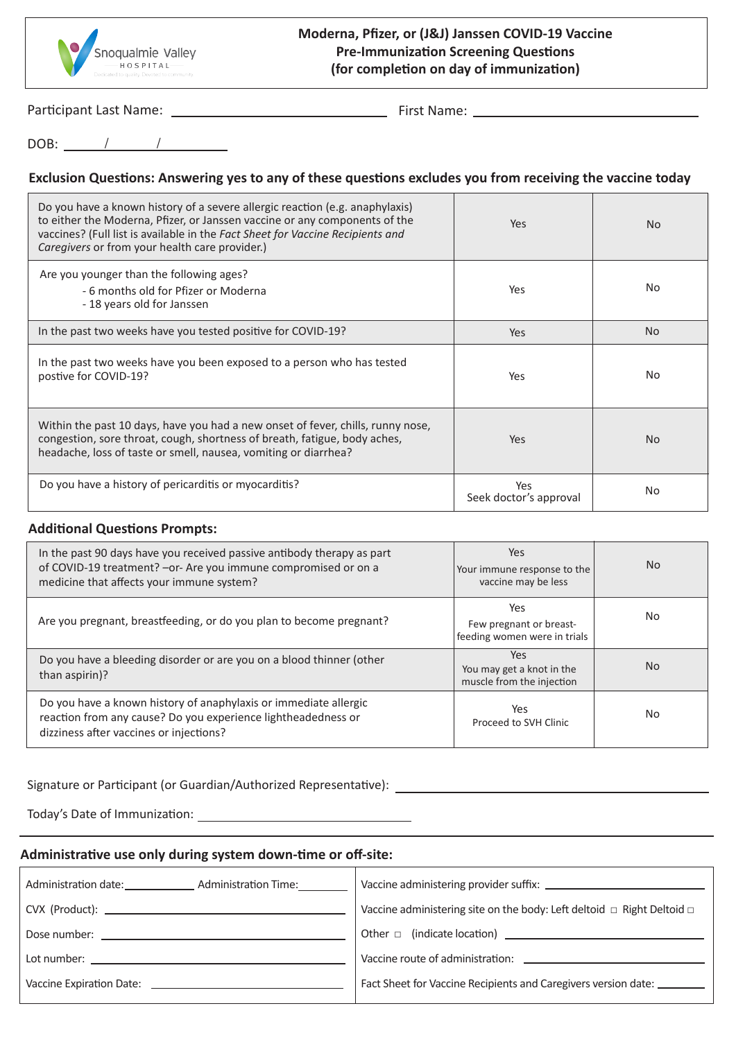Snoqualmie Valley HOSPITAL

**Moderna, Pfizer, or (J&J) Janssen COVID-19 Vaccine**
**Pre-Immunization Screening Questions**
**(for completion on day of immunization)**

Participant Last Name: ______________________ First Name: ______________________

DOB: ____/____/______

### Exclusion Questions: Answering yes to any of these questions excludes you from receiving the vaccine today

| | | |
|---|---|---|
| Do you have a known history of a severe allergic reaction (e.g. anaphylaxis) to either the Moderna, Pfizer, or Janssen vaccine or any components of the vaccines? (Full list is available in the *Fact Sheet for Vaccine Recipients and Caregivers* or from your health care provider.) | Yes | No |
| Are you younger than the following ages?<br>- 6 months old for Pfizer or Moderna<br>- 18 years old for Janssen | Yes | No |
| In the past two weeks have you tested positive for COVID-19? | Yes | No |
| In the past two weeks have you been exposed to a person who has tested postive for COVID-19? | Yes | No |
| Within the past 10 days, have you had a new onset of fever, chills, runny nose, congestion, sore throat, cough, shortness of breath, fatigue, body aches, headache, loss of taste or smell, nausea, vomiting or diarrhea? | Yes | No |
| Do you have a history of pericarditis or myocarditis? | Yes<br>Seek doctor's approval | No |

### Additional Questions Prompts:

| | | |
|---|---|---|
| In the past 90 days have you received passive antibody therapy as part of COVID-19 treatment? –or- Are you immune compromised or on a medicine that affects your immune system? | Yes<br>Your immune response to the vaccine may be less | No |
| Are you pregnant, breastfeeding, or do you plan to become pregnant? | Yes<br>Few pregnant or breast-feeding women were in trials | No |
| Do you have a bleeding disorder or are you on a blood thinner (other than aspirin)? | Yes<br>You may get a knot in the muscle from the injection | No |
| Do you have a known history of anaphylaxis or immediate allergic reaction from any cause? Do you experience lightheadedness or dizziness after vaccines or injections? | Yes<br>Proceed to SVH Clinic | No |

Signature or Participant (or Guardian/Authorized Representative): ______________________

Today's Date of Immunization: ______________________

### Administrative use only during system down-time or off-site:

| | |
|---|---|
| Administration date: ________ Administration Time: ________ | Vaccine administering provider suffix: ________ |
| CVX (Product): ________ | Vaccine administering site on the body: Left deltoid ☐ Right Deltoid ☐ |
| Dose number: ________ | Other ☐ (indicate location) ________ |
| Lot number: ________ | Vaccine route of administration: ________ |
| Vaccine Expiration Date: ________ | Fact Sheet for Vaccine Recipients and Caregivers version date: ________ |